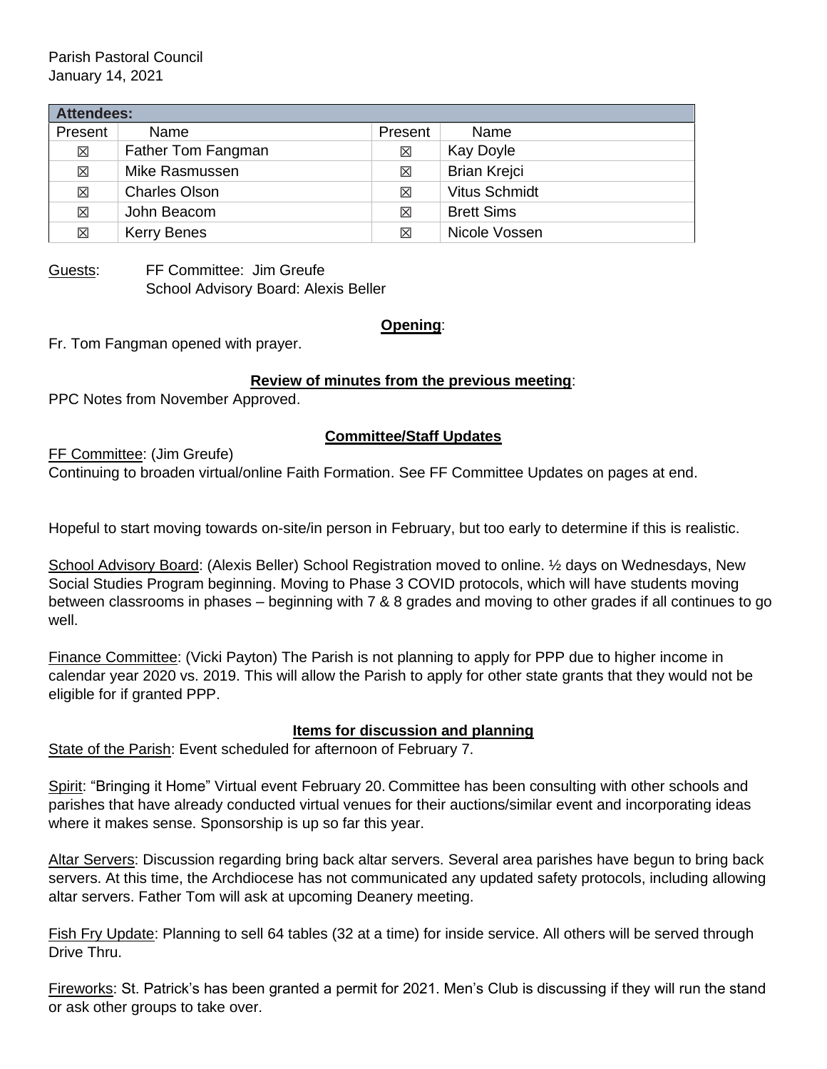Parish Pastoral Council
January 14, 2021

| **Attendees:** | | | |
|---|---|---|---|
| Present | Name | Present | Name |
| ☒ | Father Tom Fangman | ☒ | Kay Doyle |
| ☒ | Mike Rasmussen | ☒ | Brian Krejci |
| ☒ | Charles Olson | ☒ | Vitus Schmidt |
| ☒ | John Beacom | ☒ | Brett Sims |
| ☒ | Kerry Benes | ☒ | Nicole Vossen |

Guests: FF Committee: Jim Greufe
School Advisory Board: Alexis Beller

**Opening**:

Fr. Tom Fangman opened with prayer.

**Review of minutes from the previous meeting**:

PPC Notes from November Approved.

**Committee/Staff Updates**

FF Committee: (Jim Greufe)
Continuing to broaden virtual/online Faith Formation. See FF Committee Updates on pages at end.

Hopeful to start moving towards on-site/in person in February, but too early to determine if this is realistic.

School Advisory Board: (Alexis Beller) School Registration moved to online. ½ days on Wednesdays, New Social Studies Program beginning. Moving to Phase 3 COVID protocols, which will have students moving between classrooms in phases – beginning with 7 & 8 grades and moving to other grades if all continues to go well.

Finance Committee: (Vicki Payton) The Parish is not planning to apply for PPP due to higher income in calendar year 2020 vs. 2019. This will allow the Parish to apply for other state grants that they would not be eligible for if granted PPP.

**Items for discussion and planning**

State of the Parish: Event scheduled for afternoon of February 7.

Spirit: "Bringing it Home" Virtual event February 20. Committee has been consulting with other schools and parishes that have already conducted virtual venues for their auctions/similar event and incorporating ideas where it makes sense. Sponsorship is up so far this year.

Altar Servers: Discussion regarding bring back altar servers. Several area parishes have begun to bring back servers. At this time, the Archdiocese has not communicated any updated safety protocols, including allowing altar servers. Father Tom will ask at upcoming Deanery meeting.

Fish Fry Update: Planning to sell 64 tables (32 at a time) for inside service. All others will be served through Drive Thru.

Fireworks: St. Patrick's has been granted a permit for 2021. Men's Club is discussing if they will run the stand or ask other groups to take over.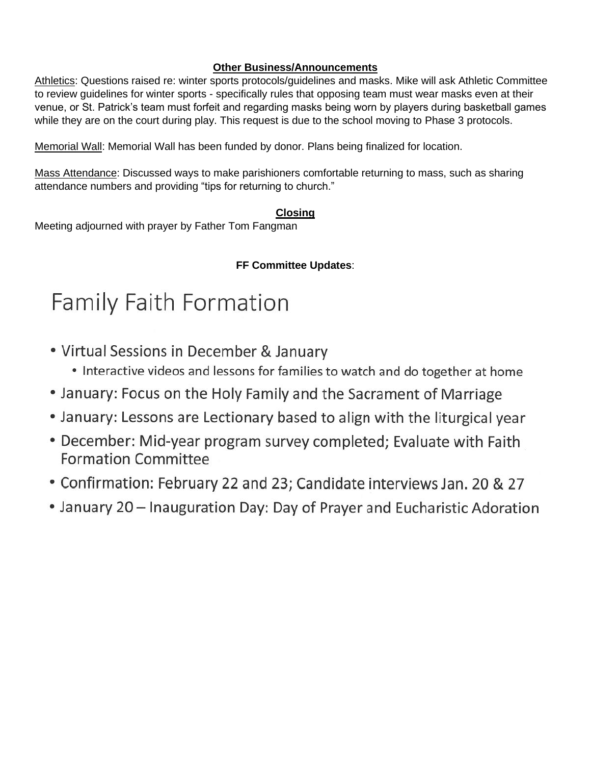## Other Business/Announcements

Athletics: Questions raised re: winter sports protocols/guidelines and masks. Mike will ask Athletic Committee to review guidelines for winter sports - specifically rules that opposing team must wear masks even at their venue, or St. Patrick's team must forfeit and regarding masks being worn by players during basketball games while they are on the court during play. This request is due to the school moving to Phase 3 protocols.

Memorial Wall: Memorial Wall has been funded by donor. Plans being finalized for location.

Mass Attendance: Discussed ways to make parishioners comfortable returning to mass, such as sharing attendance numbers and providing "tips for returning to church."

## Closing

Meeting adjourned with prayer by Father Tom Fangman

**FF Committee Updates**:

# Family Faith Formation

- Virtual Sessions in December & January
  - Interactive videos and lessons for families to watch and do together at home
- January: Focus on the Holy Family and the Sacrament of Marriage
- January: Lessons are Lectionary based to align with the liturgical year
- December: Mid-year program survey completed; Evaluate with Faith Formation Committee
- Confirmation: February 22 and 23; Candidate interviews Jan. 20 & 27
- January 20 – Inauguration Day: Day of Prayer and Eucharistic Adoration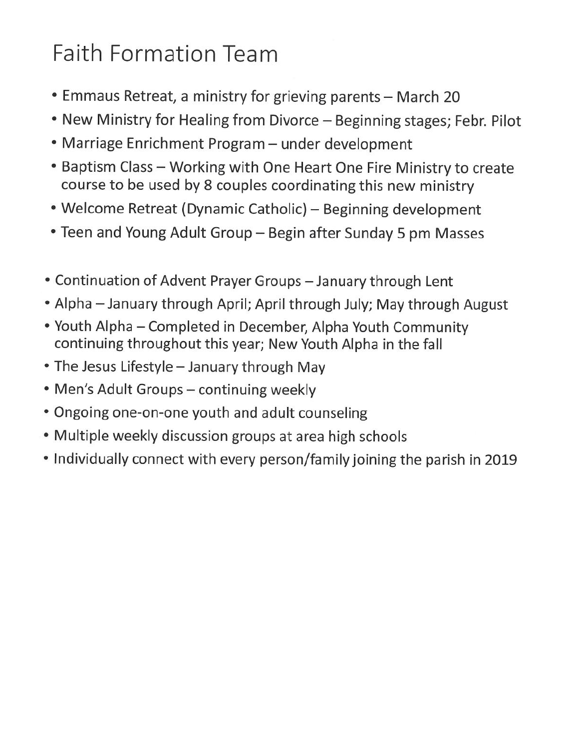# Faith Formation Team

- Emmaus Retreat, a ministry for grieving parents – March 20
- New Ministry for Healing from Divorce – Beginning stages; Febr. Pilot
- Marriage Enrichment Program – under development
- Baptism Class – Working with One Heart One Fire Ministry to create course to be used by 8 couples coordinating this new ministry
- Welcome Retreat (Dynamic Catholic) – Beginning development
- Teen and Young Adult Group – Begin after Sunday 5 pm Masses

- Continuation of Advent Prayer Groups – January through Lent
- Alpha – January through April; April through July; May through August
- Youth Alpha – Completed in December, Alpha Youth Community continuing throughout this year; New Youth Alpha in the fall
- The Jesus Lifestyle – January through May
- Men's Adult Groups – continuing weekly
- Ongoing one-on-one youth and adult counseling
- Multiple weekly discussion groups at area high schools
- Individually connect with every person/family joining the parish in 2019